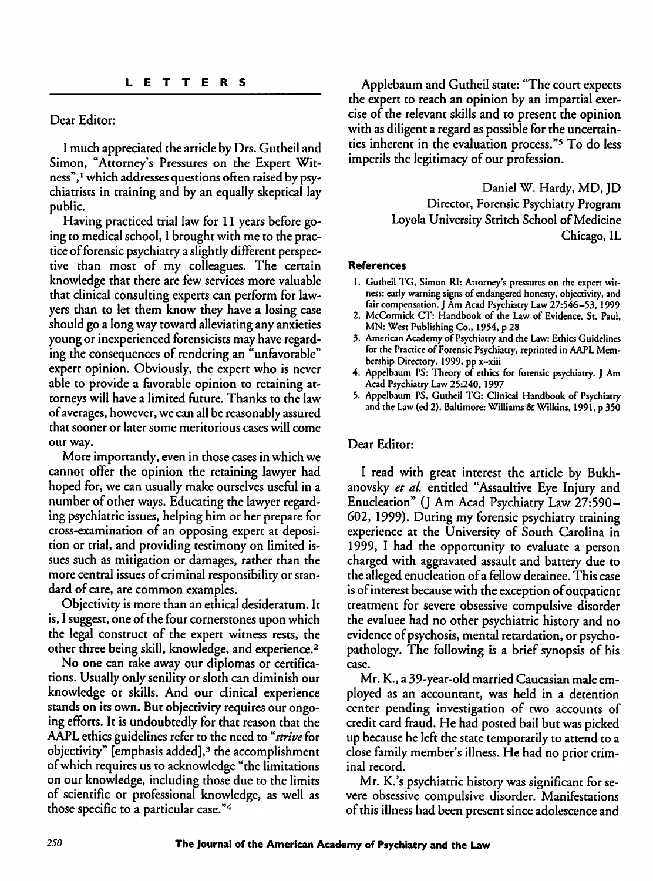## LETTERS

Dear Editor:

I much appreciated the article by Drs. Gutheil and Simon, "Attorney's Pressures on the Expert Witness",[1] which addresses questions often raised by psychiatrists in training and by an equally skeptical lay public.

Having practiced trial law for 11 years before going to medical school, I brought with me to the practice of forensic psychiatry a slightly different perspective than most of my colleagues. The certain knowledge that there are few services more valuable that clinical consulting experts can perform for lawyers than to let them know they have a losing case should go a long way toward alleviating any anxieties young or inexperienced forensicists may have regarding the consequences of rendering an "unfavorable" expert opinion. Obviously, the expert who is never able to provide a favorable opinion to retaining attorneys will have a limited future. Thanks to the law of averages, however, we can all be reasonably assured that sooner or later some meritorious cases will come our way.

More importantly, even in those cases in which we cannot offer the opinion the retaining lawyer had hoped for, we can usually make ourselves useful in a number of other ways. Educating the lawyer regarding psychiatric issues, helping him or her prepare for cross-examination of an opposing expert at deposition or trial, and providing testimony on limited issues such as mitigation or damages, rather than the more central issues of criminal responsibility or standard of care, are common examples.

Objectivity is more than an ethical desideratum. It is, I suggest, one of the four cornerstones upon which the legal construct of the expert witness rests, the other three being skill, knowledge, and experience.[2]

No one can take away our diplomas or certifications. Usually only senility or sloth can diminish our knowledge or skills. And our clinical experience stands on its own. But objectivity requires our ongoing efforts. It is undoubtedly for that reason that the AAPL ethics guidelines refer to the need to "*strive* for objectivity" [emphasis added],[3] the accomplishment of which requires us to acknowledge "the limitations on our knowledge, including those due to the limits of scientific or professional knowledge, as well as those specific to a particular case."[4]

Applebaum and Gutheil state: "The court expects the expert to reach an opinion by an impartial exercise of the relevant skills and to present the opinion with as diligent a regard as possible for the uncertainties inherent in the evaluation process."[5] To do less imperils the legitimacy of our profession.

Daniel W. Hardy, MD, JD
Director, Forensic Psychiatry Program
Loyola University Stritch School of Medicine
Chicago, IL

### References

1. Gutheil TG, Simon RI: Attorney's pressures on the expert witness: early warning signs of endangered honesty, objectivity, and fair compensation. J Am Acad Psychiatry Law 27:546–53, 1999
2. McCormick CT: Handbook of the Law of Evidence. St. Paul, MN: West Publishing Co., 1954, p 28
3. American Academy of Psychiatry and the Law: Ethics Guidelines for the Practice of Forensic Psychiatry, reprinted in AAPL Membership Directory, 1999, pp x–xiii
4. Appelbaum PS: Theory of ethics for forensic psychiatry. J Am Acad Psychiatry Law 25:240, 1997
5. Appelbaum PS, Gutheil TG: Clinical Handbook of Psychiatry and the Law (ed 2). Baltimore: Williams & Wilkins, 1991, p 350

Dear Editor:

I read with great interest the article by Bukhanovsky *et al.* entitled "Assaultive Eye Injury and Enucleation" (J Am Acad Psychiatry Law 27:590–602, 1999). During my forensic psychiatry training experience at the University of South Carolina in 1999, I had the opportunity to evaluate a person charged with aggravated assault and battery due to the alleged enucleation of a fellow detainee. This case is of interest because with the exception of outpatient treatment for severe obsessive compulsive disorder the evaluee had no other psychiatric history and no evidence of psychosis, mental retardation, or psychopathology. The following is a brief synopsis of his case.

Mr. K., a 39-year-old married Caucasian male employed as an accountant, was held in a detention center pending investigation of two accounts of credit card fraud. He had posted bail but was picked up because he left the state temporarily to attend to a close family member's illness. He had no prior criminal record.

Mr. K.'s psychiatric history was significant for severe obsessive compulsive disorder. Manifestations of this illness had been present since adolescence and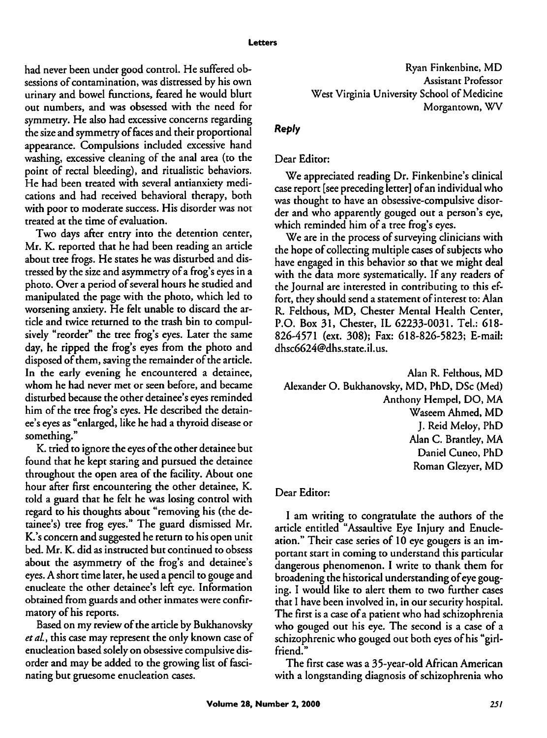had never been under good control. He suffered obsessions of contamination, was distressed by his own urinary and bowel functions, feared he would blurt out numbers, and was obsessed with the need for symmetry. He also had excessive concerns regarding the size and symmetry of faces and their proportional appearance. Compulsions included excessive hand washing, excessive cleaning of the anal area (to the point of rectal bleeding), and ritualistic behaviors. He had been treated with several antianxiety medications and had received behavioral therapy, both with poor to moderate success. His disorder was not treated at the time of evaluation.

Two days after entry into the detention center, Mr. K. reported that he had been reading an article about tree frogs. He states he was disturbed and distressed by the size and asymmetry of a frog's eyes in a photo. Over a period of several hours he studied and manipulated the page with the photo, which led to worsening anxiety. He felt unable to discard the article and twice returned to the trash bin to compulsively "reorder" the tree frog's eyes. Later the same day, he ripped the frog's eyes from the photo and disposed of them, saving the remainder of the article. In the early evening he encountered a detainee, whom he had never met or seen before, and became disturbed because the other detainee's eyes reminded him of the tree frog's eyes. He described the detainee's eyes as "enlarged, like he had a thyroid disease or something."

K. tried to ignore the eyes of the other detainee but found that he kept staring and pursued the detainee throughout the open area of the facility. About one hour after first encountering the other detainee, K. told a guard that he felt he was losing control with regard to his thoughts about "removing his (the detainee's) tree frog eyes." The guard dismissed Mr. K.'s concern and suggested he return to his open unit bed. Mr. K. did as instructed but continued to obsess about the asymmetry of the frog's and detainee's eyes. A short time later, he used a pencil to gouge and enucleate the other detainee's left eye. Information obtained from guards and other inmates were confirmatory of his reports.

Based on my review of the article by Bukhanovsky *et al.*, this case may represent the only known case of enucleation based solely on obsessive compulsive disorder and may be added to the growing list of fascinating but gruesome enucleation cases.

Ryan Finkenbine, MD
Assistant Professor
West Virginia University School of Medicine
Morgantown, WV

### *Reply*

Dear Editor:

We appreciated reading Dr. Finkenbine's clinical case report [see preceding letter] of an individual who was thought to have an obsessive-compulsive disorder and who apparently gouged out a person's eye, which reminded him of a tree frog's eyes.

We are in the process of surveying clinicians with the hope of collecting multiple cases of subjects who have engaged in this behavior so that we might deal with the data more systematically. If any readers of the Journal are interested in contributing to this effort, they should send a statement of interest to: Alan R. Felthous, MD, Chester Mental Health Center, P.O. Box 31, Chester, IL 62233-0031. Tel.: 618-826-4571 (ext. 308); Fax: 618-826-5823; E-mail: dhsc6624@dhs.state.il.us.

Alan R. Felthous, MD
Alexander O. Bukhanovsky, MD, PhD, DSc (Med)
Anthony Hempel, DO, MA
Waseem Ahmed, MD
J. Reid Meloy, PhD
Alan C. Brantley, MA
Daniel Cuneo, PhD
Roman Glezyer, MD

Dear Editor:

I am writing to congratulate the authors of the article entitled "Assaultive Eye Injury and Enucleation." Their case series of 10 eye gougers is an important start in coming to understand this particular dangerous phenomenon. I write to thank them for broadening the historical understanding of eye gouging. I would like to alert them to two further cases that I have been involved in, in our security hospital. The first is a case of a patient who had schizophrenia who gouged out his eye. The second is a case of a schizophrenic who gouged out both eyes of his "girlfriend."

The first case was a 35-year-old African American with a longstanding diagnosis of schizophrenia who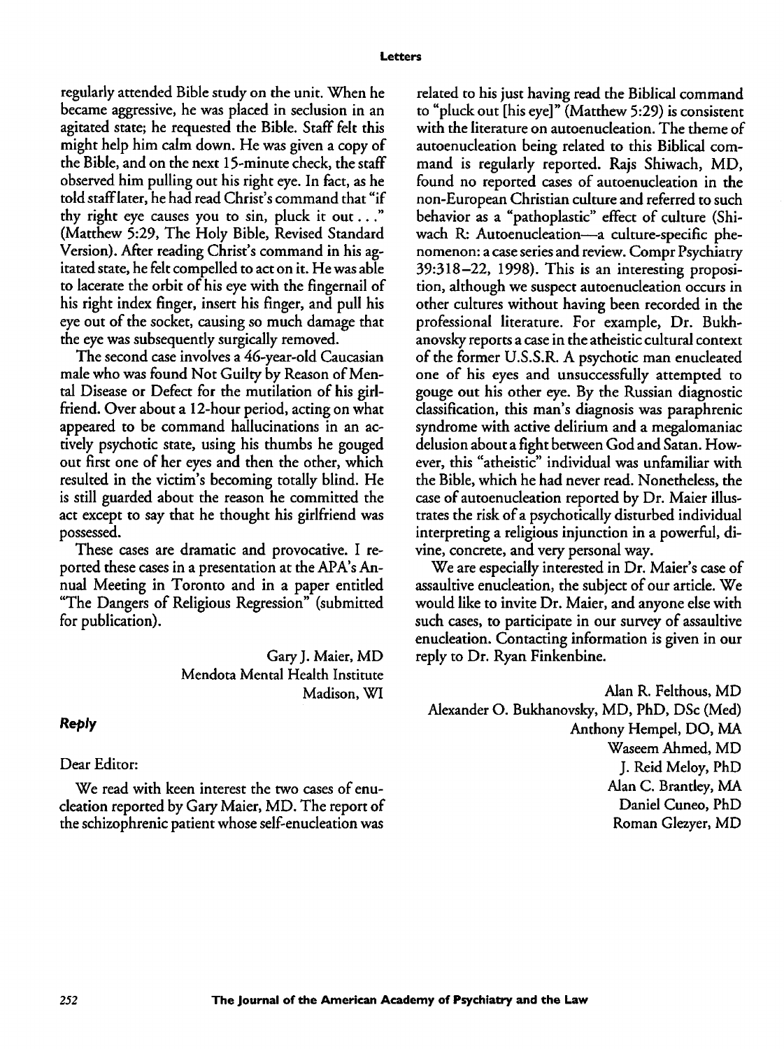regularly attended Bible study on the unit. When he became aggressive, he was placed in seclusion in an agitated state; he requested the Bible. Staff felt this might help him calm down. He was given a copy of the Bible, and on the next 15-minute check, the staff observed him pulling out his right eye. In fact, as he told staff later, he had read Christ's command that "if thy right eye causes you to sin, pluck it out . . ." (Matthew 5:29, The Holy Bible, Revised Standard Version). After reading Christ's command in his agitated state, he felt compelled to act on it. He was able to lacerate the orbit of his eye with the fingernail of his right index finger, insert his finger, and pull his eye out of the socket, causing so much damage that the eye was subsequently surgically removed.

The second case involves a 46-year-old Caucasian male who was found Not Guilty by Reason of Mental Disease or Defect for the mutilation of his girlfriend. Over about a 12-hour period, acting on what appeared to be command hallucinations in an actively psychotic state, using his thumbs he gouged out first one of her eyes and then the other, which resulted in the victim's becoming totally blind. He is still guarded about the reason he committed the act except to say that he thought his girlfriend was possessed.

These cases are dramatic and provocative. I reported these cases in a presentation at the APA's Annual Meeting in Toronto and in a paper entitled "The Dangers of Religious Regression" (submitted for publication).

Gary J. Maier, MD
Mendota Mental Health Institute
Madison, WI

### Reply

Dear Editor:

We read with keen interest the two cases of enucleation reported by Gary Maier, MD. The report of the schizophrenic patient whose self-enucleation was related to his just having read the Biblical command to "pluck out [his eye]" (Matthew 5:29) is consistent with the literature on autoenucleation. The theme of autoenucleation being related to this Biblical command is regularly reported. Rajs Shiwach, MD, found no reported cases of autoenucleation in the non-European Christian culture and referred to such behavior as a "pathoplastic" effect of culture (Shiwach R: Autoenucleation—a culture-specific phenomenon: a case series and review. Compr Psychiatry 39:318–22, 1998). This is an interesting proposition, although we suspect autoenucleation occurs in other cultures without having been recorded in the professional literature. For example, Dr. Bukhanovsky reports a case in the atheistic cultural context of the former U.S.S.R. A psychotic man enucleated one of his eyes and unsuccessfully attempted to gouge out his other eye. By the Russian diagnostic classification, this man's diagnosis was paraphrenic syndrome with active delirium and a megalomaniac delusion about a fight between God and Satan. However, this "atheistic" individual was unfamiliar with the Bible, which he had never read. Nonetheless, the case of autoenucleation reported by Dr. Maier illustrates the risk of a psychotically disturbed individual interpreting a religious injunction in a powerful, divine, concrete, and very personal way.

We are especially interested in Dr. Maier's case of assaultive enucleation, the subject of our article. We would like to invite Dr. Maier, and anyone else with such cases, to participate in our survey of assaultive enucleation. Contacting information is given in our reply to Dr. Ryan Finkenbine.

Alan R. Felthous, MD
Alexander O. Bukhanovsky, MD, PhD, DSc (Med)
Anthony Hempel, DO, MA
Waseem Ahmed, MD
J. Reid Meloy, PhD
Alan C. Brantley, MA
Daniel Cuneo, PhD
Roman Glezyer, MD